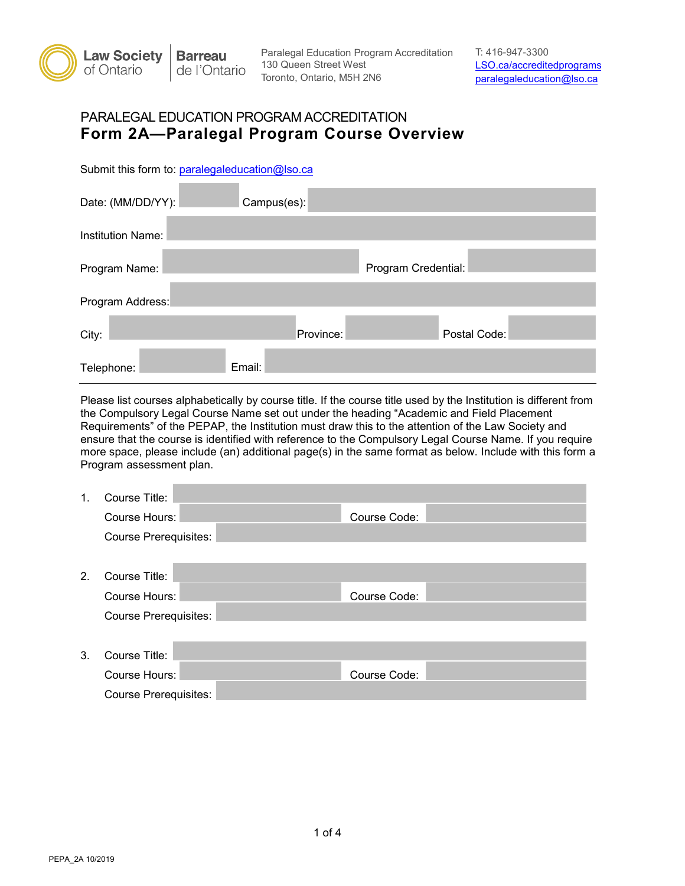Law Society of Ontario | Barreau de l'Ontario

Paralegal Education Program Accreditation
130 Queen Street West
Toronto, Ontario, M5H 2N6

T: 416-947-3300
LSO.ca/accreditedprograms
paralegaleducation@lso.ca

PARALEGAL EDUCATION PROGRAM ACCREDITATION

# Form 2A—Paralegal Program Course Overview

Submit this form to: paralegaleducation@lso.ca

Date: (MM/DD/YY): Campus(es):

Institution Name:

Program Name: Program Credential:

Program Address:

City: Province: Postal Code:

Telephone: Email:

---

Please list courses alphabetically by course title. If the course title used by the Institution is different from the Compulsory Legal Course Name set out under the heading "Academic and Field Placement Requirements" of the PEPAP, the Institution must draw this to the attention of the Law Society and ensure that the course is identified with reference to the Compulsory Legal Course Name. If you require more space, please include (an) additional page(s) in the same format as below. Include with this form a Program assessment plan.

1. Course Title:
   Course Hours: Course Code:
   Course Prerequisites:

2. Course Title:
   Course Hours: Course Code:
   Course Prerequisites:

3. Course Title:
   Course Hours: Course Code:
   Course Prerequisites:

PEPA_2A 10/2019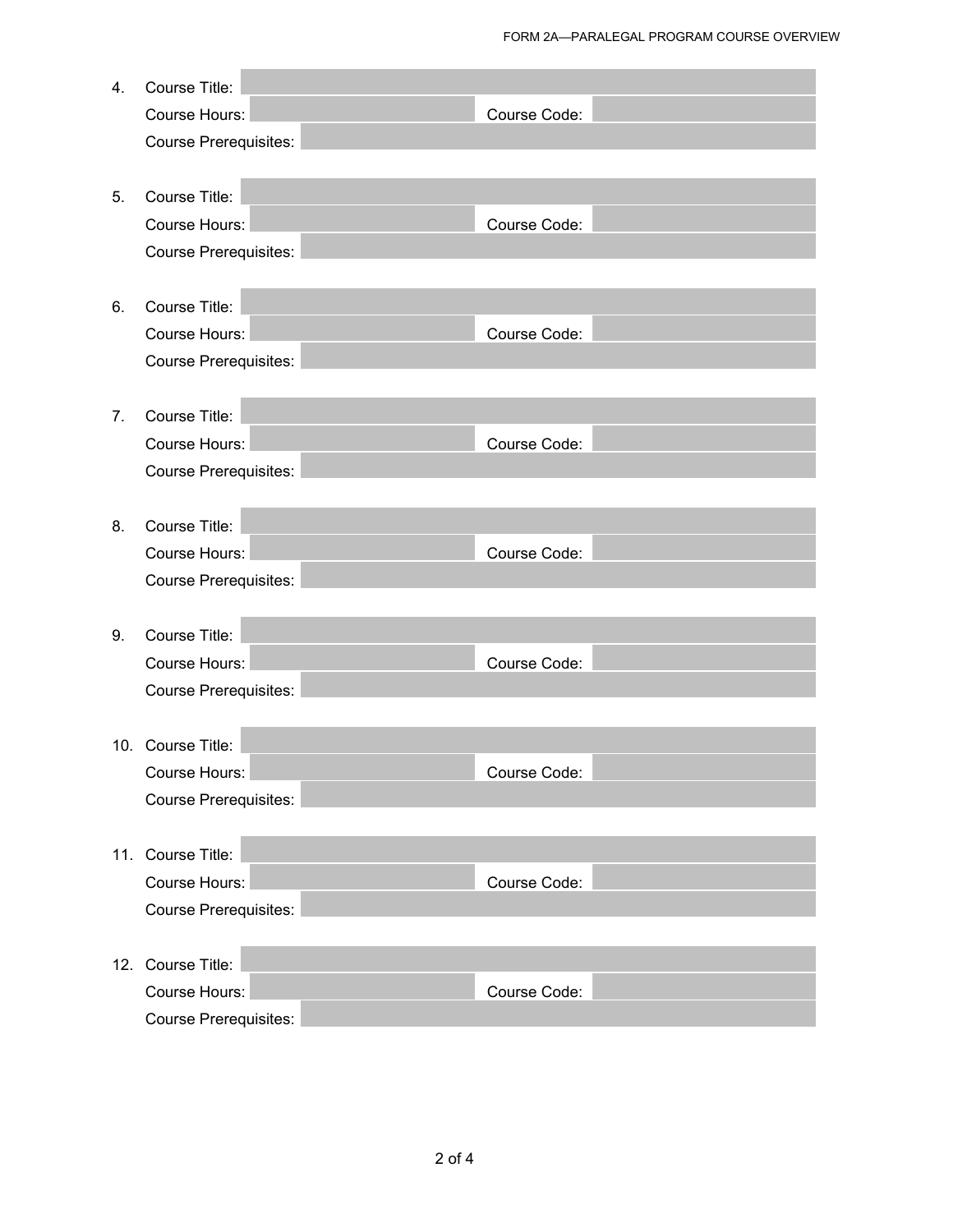4. Course Title:
   Course Hours: Course Code:
   Course Prerequisites:

5. Course Title:
   Course Hours: Course Code:
   Course Prerequisites:

6. Course Title:
   Course Hours: Course Code:
   Course Prerequisites:

7. Course Title:
   Course Hours: Course Code:
   Course Prerequisites:

8. Course Title:
   Course Hours: Course Code:
   Course Prerequisites:

9. Course Title:
   Course Hours: Course Code:
   Course Prerequisites:

10. Course Title:
    Course Hours: Course Code:
    Course Prerequisites:

11. Course Title:
    Course Hours: Course Code:
    Course Prerequisites:

12. Course Title:
    Course Hours: Course Code:
    Course Prerequisites: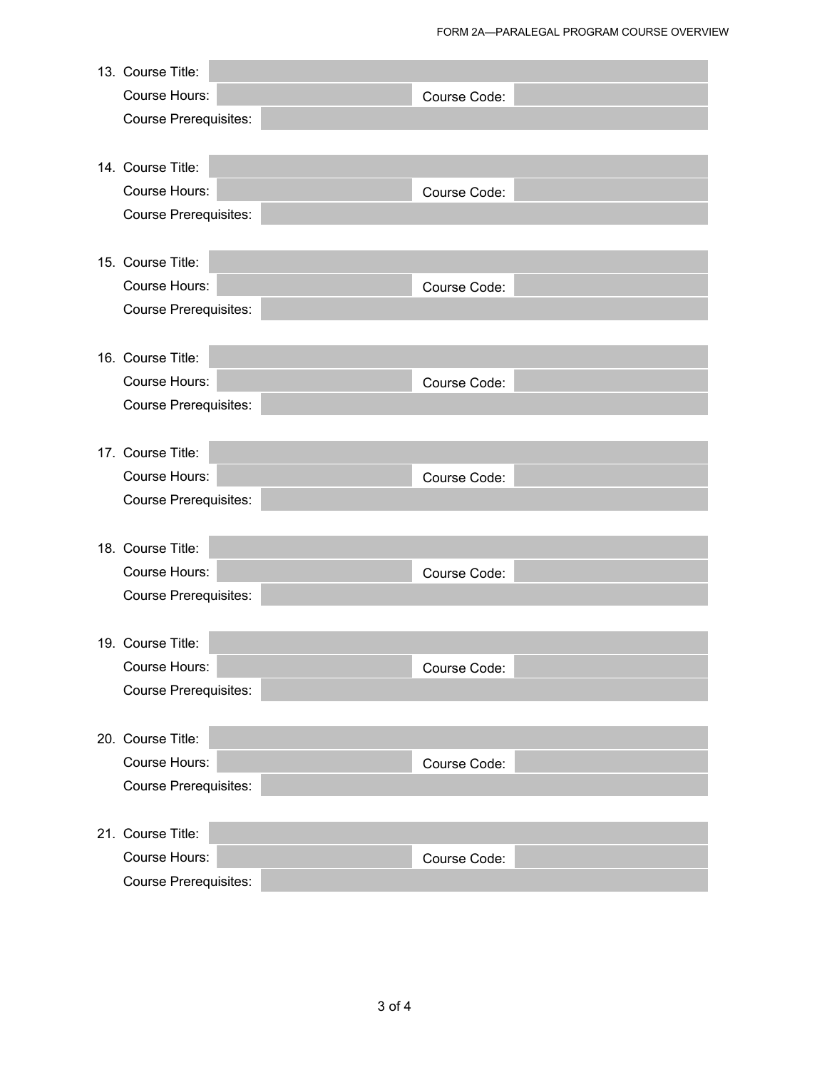13. Course Title:

    Course Hours: Course Code:

    Course Prerequisites:

14. Course Title:

    Course Hours: Course Code:

    Course Prerequisites:

15. Course Title:

    Course Hours: Course Code:

    Course Prerequisites:

16. Course Title:

    Course Hours: Course Code:

    Course Prerequisites:

17. Course Title:

    Course Hours: Course Code:

    Course Prerequisites:

18. Course Title:

    Course Hours: Course Code:

    Course Prerequisites:

19. Course Title:

    Course Hours: Course Code:

    Course Prerequisites:

20. Course Title:

    Course Hours: Course Code:

    Course Prerequisites:

21. Course Title:

    Course Hours: Course Code:

    Course Prerequisites: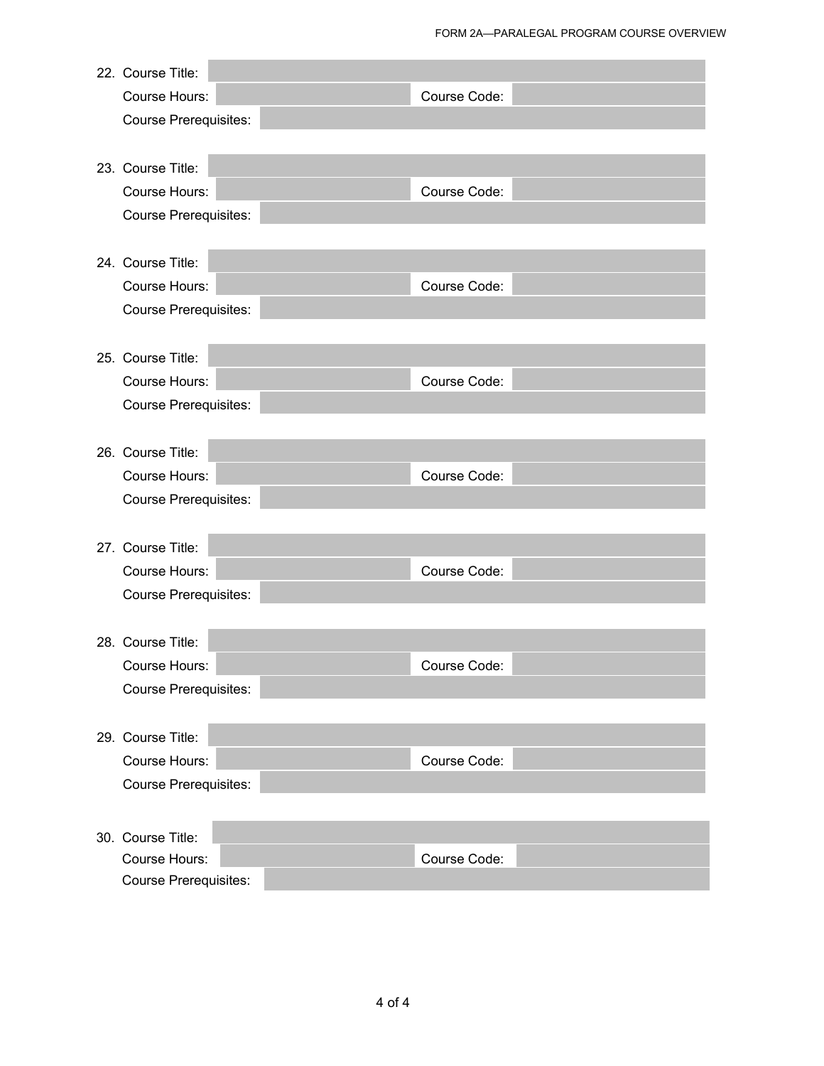22. Course Title:
    Course Hours: Course Code:
    Course Prerequisites:

23. Course Title:
    Course Hours: Course Code:
    Course Prerequisites:

24. Course Title:
    Course Hours: Course Code:
    Course Prerequisites:

25. Course Title:
    Course Hours: Course Code:
    Course Prerequisites:

26. Course Title:
    Course Hours: Course Code:
    Course Prerequisites:

27. Course Title:
    Course Hours: Course Code:
    Course Prerequisites:

28. Course Title:
    Course Hours: Course Code:
    Course Prerequisites:

29. Course Title:
    Course Hours: Course Code:
    Course Prerequisites:

30. Course Title:
    Course Hours: Course Code:
    Course Prerequisites: